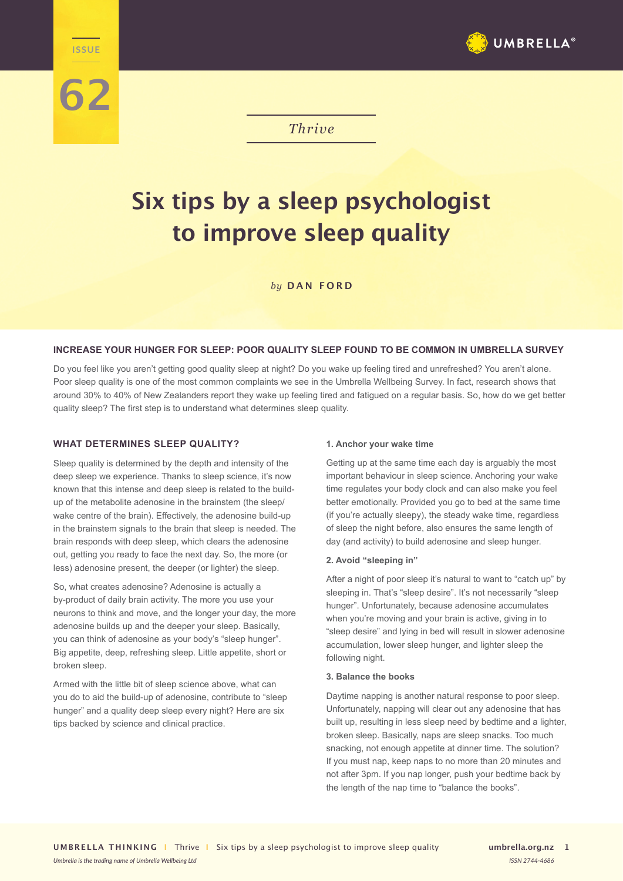ISSUE

62

*Thrive*

# Six tips by a sleep psychologist to improve sleep quality

*by* **DAN FORD**

## INCREASE YOUR HUNGER FOR SLEEP: POOR QUALITY SLEEP FOUND TO BE COMMON IN UMBRELLA SURVEY

Do you feel like you aren't getting good quality sleep at night? Do you wake up feeling tired and unrefreshed? You aren't alone. Poor sleep quality is one of the most common complaints we see in the Umbrella Wellbeing Survey. In fact, research shows that around 30% to 40% of New Zealanders report they wake up feeling tired and fatigued on a regular basis. So, how do we get better quality sleep? The first step is to understand what determines sleep quality.

### WHAT DETERMINES SLEEP QUALITY?

Sleep quality is determined by the depth and intensity of the deep sleep we experience. Thanks to sleep science, it's now known that this intense and deep sleep is related to the build-up of the metabolite adenosine in the brainstem (the sleep/wake centre of the brain). Effectively, the adenosine build-up in the brainstem signals to the brain that sleep is needed. The brain responds with deep sleep, which clears the adenosine out, getting you ready to face the next day. So, the more (or less) adenosine present, the deeper (or lighter) the sleep.

So, what creates adenosine? Adenosine is actually a by-product of daily brain activity. The more you use your neurons to think and move, and the longer your day, the more adenosine builds up and the deeper your sleep. Basically, you can think of adenosine as your body's "sleep hunger". Big appetite, deep, refreshing sleep. Little appetite, short or broken sleep.

Armed with the little bit of sleep science above, what can you do to aid the build-up of adenosine, contribute to "sleep hunger" and a quality deep sleep every night? Here are six tips backed by science and clinical practice.

#### 1. Anchor your wake time

Getting up at the same time each day is arguably the most important behaviour in sleep science. Anchoring your wake time regulates your body clock and can also make you feel better emotionally. Provided you go to bed at the same time (if you're actually sleepy), the steady wake time, regardless of sleep the night before, also ensures the same length of day (and activity) to build adenosine and sleep hunger.

#### 2. Avoid "sleeping in"

After a night of poor sleep it's natural to want to "catch up" by sleeping in. That's "sleep desire". It's not necessarily "sleep hunger". Unfortunately, because adenosine accumulates when you're moving and your brain is active, giving in to "sleep desire" and lying in bed will result in slower adenosine accumulation, lower sleep hunger, and lighter sleep the following night.

#### 3. Balance the books

Daytime napping is another natural response to poor sleep. Unfortunately, napping will clear out any adenosine that has built up, resulting in less sleep need by bedtime and a lighter, broken sleep. Basically, naps are sleep snacks. Too much snacking, not enough appetite at dinner time. The solution? If you must nap, keep naps to no more than 20 minutes and not after 3pm. If you nap longer, push your bedtime back by the length of the nap time to "balance the books".

*Umbrella is the trading name of Umbrella Wellbeing Ltd*

*ISSN 2744-4686*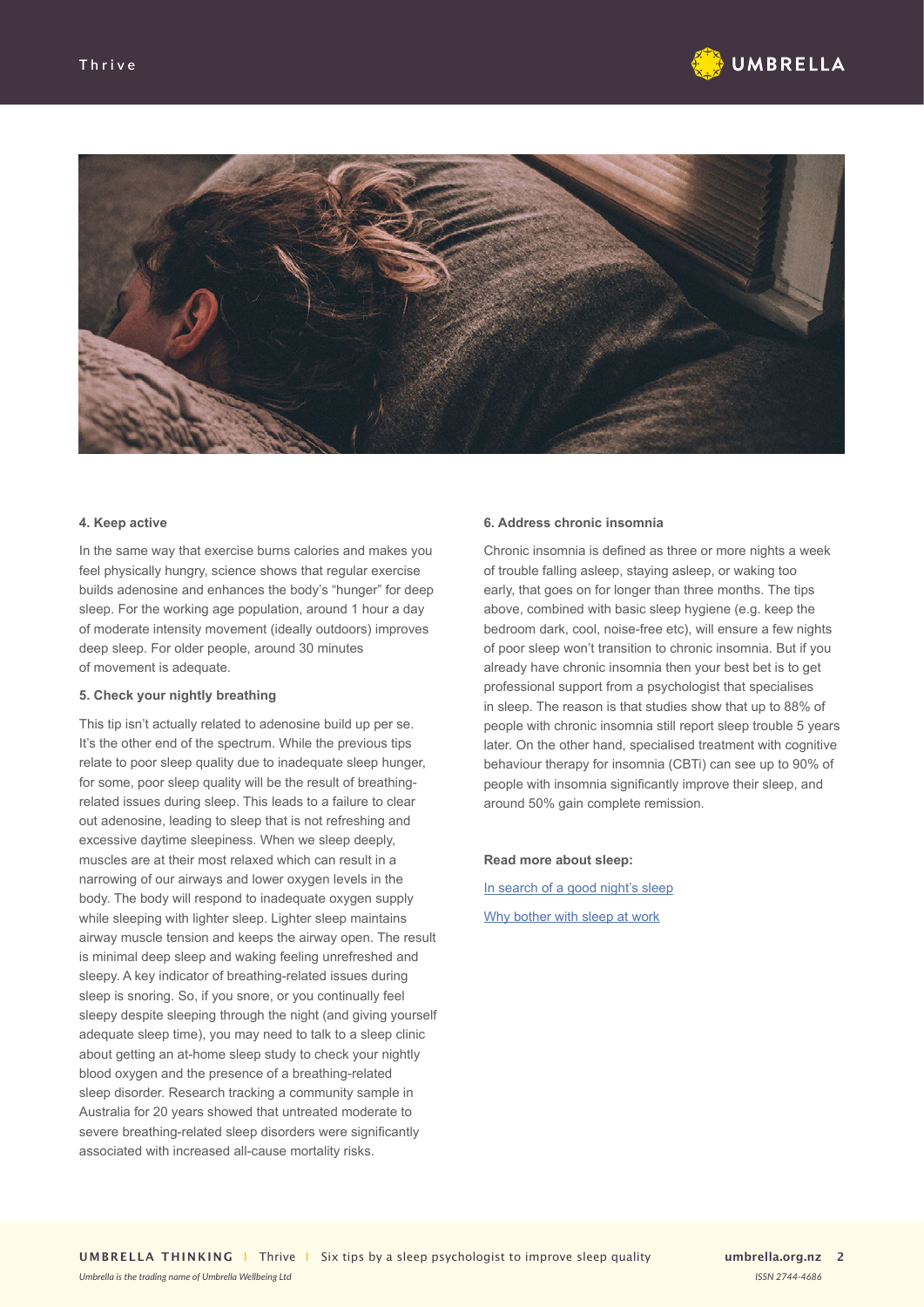#### 4. Keep active

In the same way that exercise burns calories and makes you feel physically hungry, science shows that regular exercise builds adenosine and enhances the body's "hunger" for deep sleep. For the working age population, around 1 hour a day of moderate intensity movement (ideally outdoors) improves deep sleep. For older people, around 30 minutes of movement is adequate.

#### 5. Check your nightly breathing

This tip isn't actually related to adenosine build up per se. It's the other end of the spectrum. While the previous tips relate to poor sleep quality due to inadequate sleep hunger, for some, poor sleep quality will be the result of breathing-related issues during sleep. This leads to a failure to clear out adenosine, leading to sleep that is not refreshing and excessive daytime sleepiness. When we sleep deeply, muscles are at their most relaxed which can result in a narrowing of our airways and lower oxygen levels in the body. The body will respond to inadequate oxygen supply while sleeping with lighter sleep. Lighter sleep maintains airway muscle tension and keeps the airway open. The result is minimal deep sleep and waking feeling unrefreshed and sleepy. A key indicator of breathing-related issues during sleep is snoring. So, if you snore, or you continually feel sleepy despite sleeping through the night (and giving yourself adequate sleep time), you may need to talk to a sleep clinic about getting an at-home sleep study to check your nightly blood oxygen and the presence of a breathing-related sleep disorder. Research tracking a community sample in Australia for 20 years showed that untreated moderate to severe breathing-related sleep disorders were significantly associated with increased all-cause mortality risks.

#### 6. Address chronic insomnia

Chronic insomnia is defined as three or more nights a week of trouble falling asleep, staying asleep, or waking too early, that goes on for longer than three months. The tips above, combined with basic sleep hygiene (e.g. keep the bedroom dark, cool, noise-free etc), will ensure a few nights of poor sleep won't transition to chronic insomnia. But if you already have chronic insomnia then your best bet is to get professional support from a psychologist that specialises in sleep. The reason is that studies show that up to 88% of people with chronic insomnia still report sleep trouble 5 years later. On the other hand, specialised treatment with cognitive behaviour therapy for insomnia (CBTi) can see up to 90% of people with insomnia significantly improve their sleep, and around 50% gain complete remission.

**Read more about sleep:**

In search of a good night's sleep

Why bother with sleep at work

Umbrella is the trading name of Umbrella Wellbeing Ltd

ISSN 2744-4686